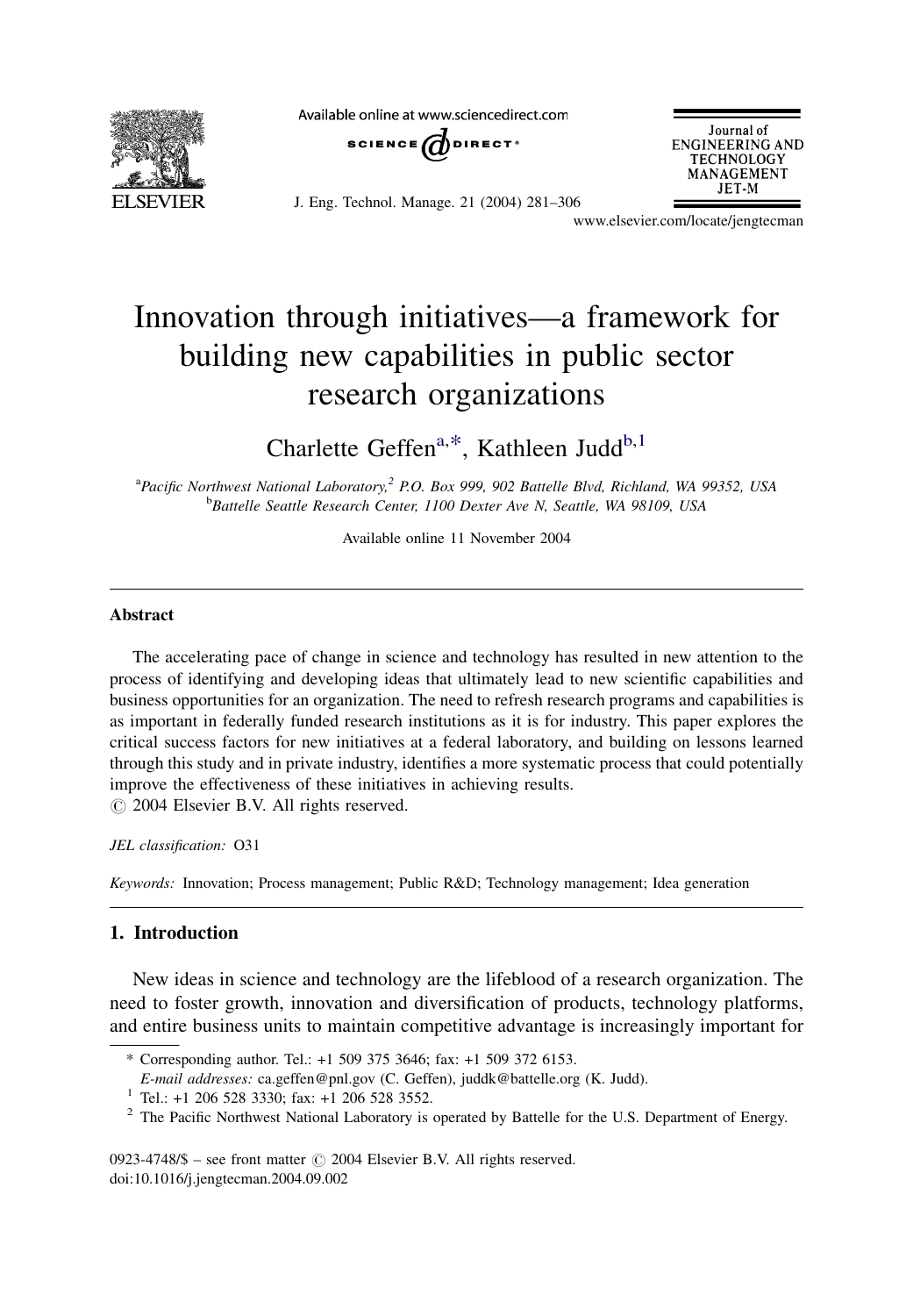# Innovation through initiatives—a framework for building new capabilities in public sector research organizations

Charlette Geffen[a,*], Kathleen Judd[b,1]

[a] Pacific Northwest National Laboratory,[2] P.O. Box 999, 902 Battelle Blvd, Richland, WA 99352, USA

[b] Battelle Seattle Research Center, 1100 Dexter Ave N, Seattle, WA 98109, USA

Available online 11 November 2004

## Abstract

The accelerating pace of change in science and technology has resulted in new attention to the process of identifying and developing ideas that ultimately lead to new scientific capabilities and business opportunities for an organization. The need to refresh research programs and capabilities is as important in federally funded research institutions as it is for industry. This paper explores the critical success factors for new initiatives at a federal laboratory, and building on lessons learned through this study and in private industry, identifies a more systematic process that could potentially improve the effectiveness of these initiatives in achieving results.

© 2004 Elsevier B.V. All rights reserved.

*JEL classification:* O31

*Keywords:* Innovation; Process management; Public R&D; Technology management; Idea generation

## 1. Introduction

New ideas in science and technology are the lifeblood of a research organization. The need to foster growth, innovation and diversification of products, technology platforms, and entire business units to maintain competitive advantage is increasingly important for

---

\* Corresponding author. Tel.: +1 509 375 3646; fax: +1 509 372 6153.

*E-mail addresses:* ca.geffen@pnl.gov (C. Geffen), juddk@battelle.org (K. Judd).

[1] Tel.: +1 206 528 3330; fax: +1 206 528 3552.

[2] The Pacific Northwest National Laboratory is operated by Battelle for the U.S. Department of Energy.

0923-4748/$ – see front matter © 2004 Elsevier B.V. All rights reserved.

doi:10.1016/j.jengtecman.2004.09.002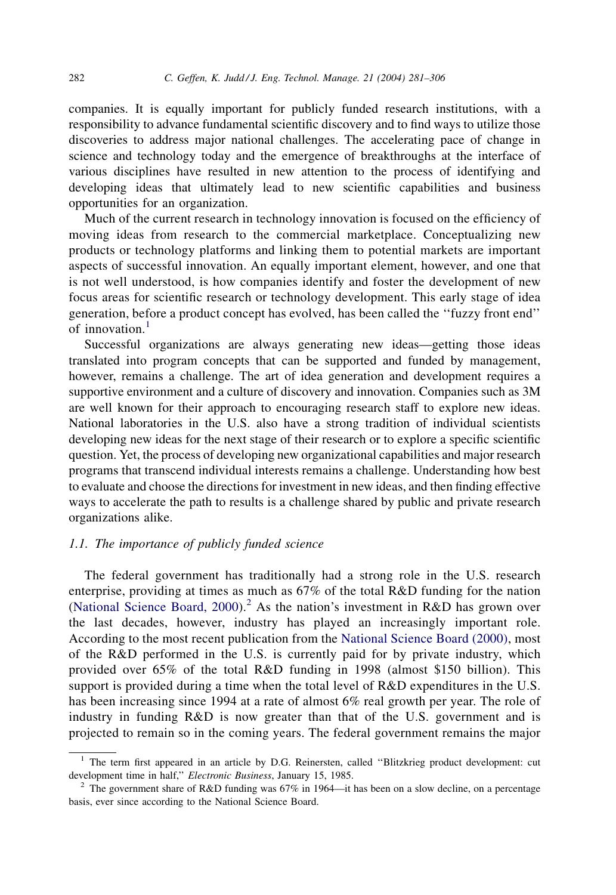companies. It is equally important for publicly funded research institutions, with a responsibility to advance fundamental scientific discovery and to find ways to utilize those discoveries to address major national challenges. The accelerating pace of change in science and technology today and the emergence of breakthroughs at the interface of various disciplines have resulted in new attention to the process of identifying and developing ideas that ultimately lead to new scientific capabilities and business opportunities for an organization.

Much of the current research in technology innovation is focused on the efficiency of moving ideas from research to the commercial marketplace. Conceptualizing new products or technology platforms and linking them to potential markets are important aspects of successful innovation. An equally important element, however, and one that is not well understood, is how companies identify and foster the development of new focus areas for scientific research or technology development. This early stage of idea generation, before a product concept has evolved, has been called the ''fuzzy front end'' of innovation.[1]

Successful organizations are always generating new ideas—getting those ideas translated into program concepts that can be supported and funded by management, however, remains a challenge. The art of idea generation and development requires a supportive environment and a culture of discovery and innovation. Companies such as 3M are well known for their approach to encouraging research staff to explore new ideas. National laboratories in the U.S. also have a strong tradition of individual scientists developing new ideas for the next stage of their research or to explore a specific scientific question. Yet, the process of developing new organizational capabilities and major research programs that transcend individual interests remains a challenge. Understanding how best to evaluate and choose the directions for investment in new ideas, and then finding effective ways to accelerate the path to results is a challenge shared by public and private research organizations alike.

### 1.1. The importance of publicly funded science

The federal government has traditionally had a strong role in the U.S. research enterprise, providing at times as much as 67% of the total R&D funding for the nation (National Science Board, 2000).[2] As the nation's investment in R&D has grown over the last decades, however, industry has played an increasingly important role. According to the most recent publication from the National Science Board (2000), most of the R&D performed in the U.S. is currently paid for by private industry, which provided over 65% of the total R&D funding in 1998 (almost $150 billion). This support is provided during a time when the total level of R&D expenditures in the U.S. has been increasing since 1994 at a rate of almost 6% real growth per year. The role of industry in funding R&D is now greater than that of the U.S. government and is projected to remain so in the coming years. The federal government remains the major

---

[1] The term first appeared in an article by D.G. Reinersten, called ''Blitzkrieg product development: cut development time in half,'' *Electronic Business*, January 15, 1985.

[2] The government share of R&D funding was 67% in 1964—it has been on a slow decline, on a percentage basis, ever since according to the National Science Board.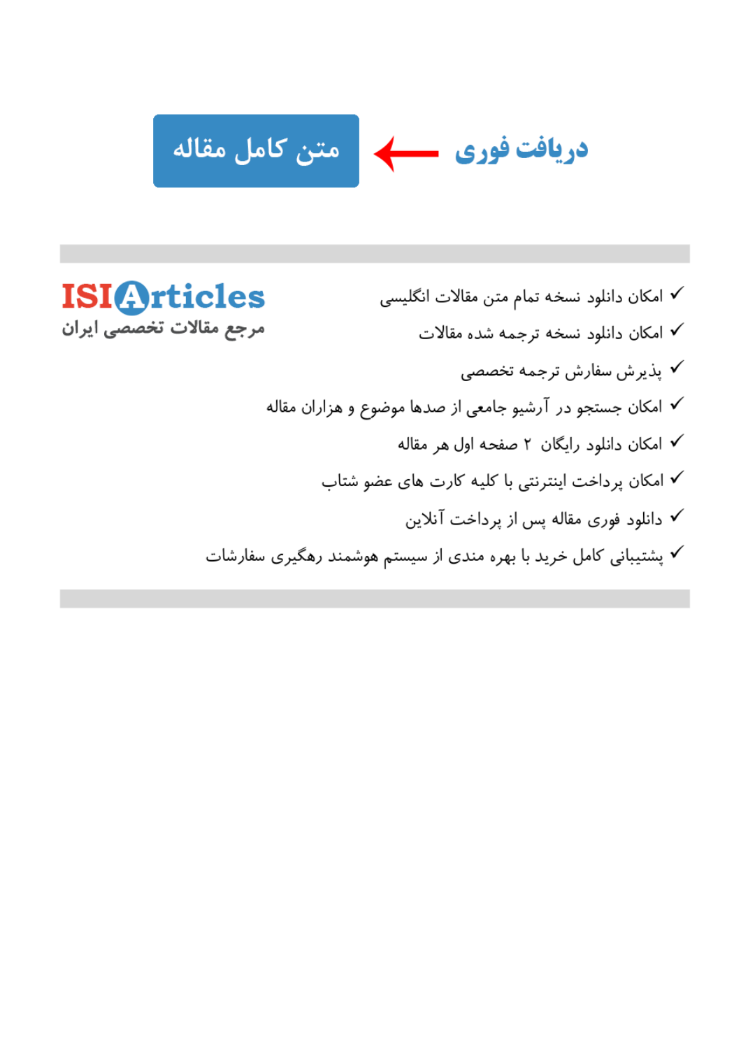دریافت فوری ← **متن کامل مقاله**

**ISIArticles**
مرجع مقالات تخصصی ایران

- ✓ امکان دانلود نسخه تمام متن مقالات انگلیسی
- ✓ امکان دانلود نسخه ترجمه شده مقالات
- ✓ پذیرش سفارش ترجمه تخصصی
- ✓ امکان جستجو در آرشیو جامعی از صدها موضوع و هزاران مقاله
- ✓ امکان دانلود رایگان ۲ صفحه اول هر مقاله
- ✓ امکان پرداخت اینترنتی با کلیه کارت های عضو شتاب
- ✓ دانلود فوری مقاله پس از پرداخت آنلاین
- ✓ پشتیبانی کامل خرید با بهره مندی از سیستم هوشمند رهگیری سفارشات